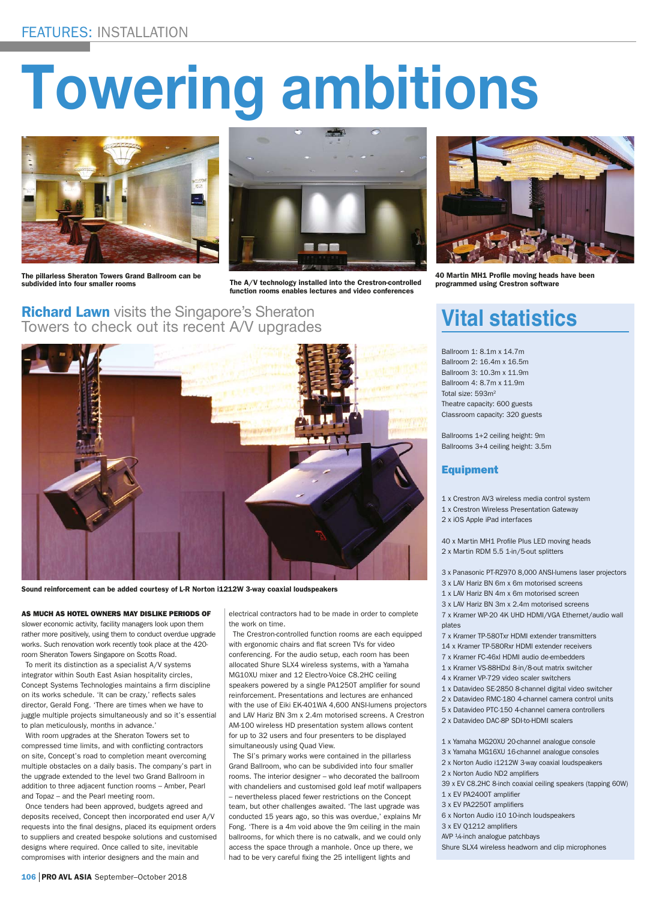# Towering ambitions

The pillarless Sheraton Towers Grand Ballroom can be subdivided into four smaller rooms

The A/V technology installed into the Crestron-controlled function rooms enables lectures and video conferences

40 Martin MH1 Profile moving heads have been programmed using Crestron software

**Richard Lawn** visits the Singapore's Sheraton Towers to check out its recent A/V upgrades

Sound reinforcement can be added courtesy of L-R Norton i1212W 3-way coaxial loudspeakers

**AS MUCH AS HOTEL OWNERS MAY DISLIKE PERIODS OF** slower economic activity, facility managers look upon them rather more positively, using them to conduct overdue upgrade works. Such renovation work recently took place at the 420-room Sheraton Towers Singapore on Scotts Road.

To merit its distinction as a specialist A/V systems integrator within South East Asian hospitality circles, Concept Systems Technologies maintains a firm discipline on its works schedule. 'It can be crazy,' reflects sales director, Gerald Fong. 'There are times when we have to juggle multiple projects simultaneously and so it's essential to plan meticulously, months in advance.'

With room upgrades at the Sheraton Towers set to compressed time limits, and with conflicting contractors on site, Concept's road to completion meant overcoming multiple obstacles on a daily basis. The company's part in the upgrade extended to the level two Grand Ballroom in addition to three adjacent function rooms – Amber, Pearl and Topaz – and the Pearl meeting room.

Once tenders had been approved, budgets agreed and deposits received, Concept then incorporated end user A/V requests into the final designs, placed its equipment orders to suppliers and created bespoke solutions and customised designs where required. Once called to site, inevitable compromises with interior designers and the main and electrical contractors had to be made in order to complete the work on time.

The Crestron-controlled function rooms are each equipped with ergonomic chairs and flat screen TVs for video conferencing. For the audio setup, each room has been allocated Shure SLX4 wireless systems, with a Yamaha MG10XU mixer and 12 Electro-Voice C8.2HC ceiling speakers powered by a single PA1250T amplifier for sound reinforcement. Presentations and lectures are enhanced with the use of Eiki EK-401WA 4,600 ANSI-lumens projectors and LAV Hariz BN 3m x 2.4m motorised screens. A Crestron AM-100 wireless HD presentation system allows content for up to 32 users and four presenters to be displayed simultaneously using Quad View.

The SI's primary works were contained in the pillarless Grand Ballroom, who can be subdivided into four smaller rooms. The interior designer – who decorated the ballroom with chandeliers and customised gold leaf motif wallpapers – nevertheless placed fewer restrictions on the Concept team, but other challenges awaited. 'The last upgrade was conducted 15 years ago, so this was overdue,' explains Mr Fong. 'There is a 4m void above the 9m ceiling in the main ballrooms, for which there is no catwalk, and we could only access the space through a manhole. Once up there, we had to be very careful fixing the 25 intelligent lights and

## Vital statistics

Ballroom 1: 8.1m x 14.7m
Ballroom 2: 16.4m x 16.5m
Ballroom 3: 10.3m x 11.9m
Ballroom 4: 8.7m x 11.9m
Total size: 593m²
Theatre capacity: 600 guests
Classroom capacity: 320 guests

Ballrooms 1+2 ceiling height: 9m
Ballrooms 3+4 ceiling height: 3.5m

### Equipment

1 x Crestron AV3 wireless media control system
1 x Crestron Wireless Presentation Gateway
2 x iOS Apple iPad interfaces

40 x Martin MH1 Profile Plus LED moving heads
2 x Martin RDM 5.5 1-in/5-out splitters

3 x Panasonic PT-RZ970 8,000 ANSI-lumens laser projectors
3 x LAV Hariz BN 6m x 6m motorised screens
1 x LAV Hariz BN 4m x 6m motorised screen
3 x LAV Hariz BN 3m x 2.4m motorised screens
7 x Kramer WP-20 4K UHD HDMI/VGA Ethernet/audio wall plates
7 x Kramer TP-580Txr HDMI extender transmitters
14 x Kramer TP-580Rxr HDMI extender receivers
7 x Kramer FC-46xl HDMI audio de-embedders
1 x Kramer VS-88HDxl 8-in/8-out matrix switcher
4 x Kramer VP-729 video scaler switchers
1 x Datavideo SE-2850 8-channel digital video switcher
2 x Datavideo RMC-180 4-channel camera control units
5 x Datavideo PTC-150 4-channel camera controllers
2 x Datavideo DAC-8P SDI-to-HDMI scalers

1 x Yamaha MG20XU 20-channel analogue console
3 x Yamaha MG16XU 16-channel analogue consoles
2 x Norton Audio i1212W 3-way coaxial loudspeakers
2 x Norton Audio ND2 amplifiers
39 x EV C8.2HC 8-inch coaxial ceiling speakers (tapping 60W)
1 x EV PA2400T amplifier
3 x EV PA2250T amplifiers
6 x Norton Audio i10 10-inch loudspeakers
3 x EV Q1212 amplifiers
AVP ¼-inch analogue patchbays
Shure SLX4 wireless headworn and clip microphones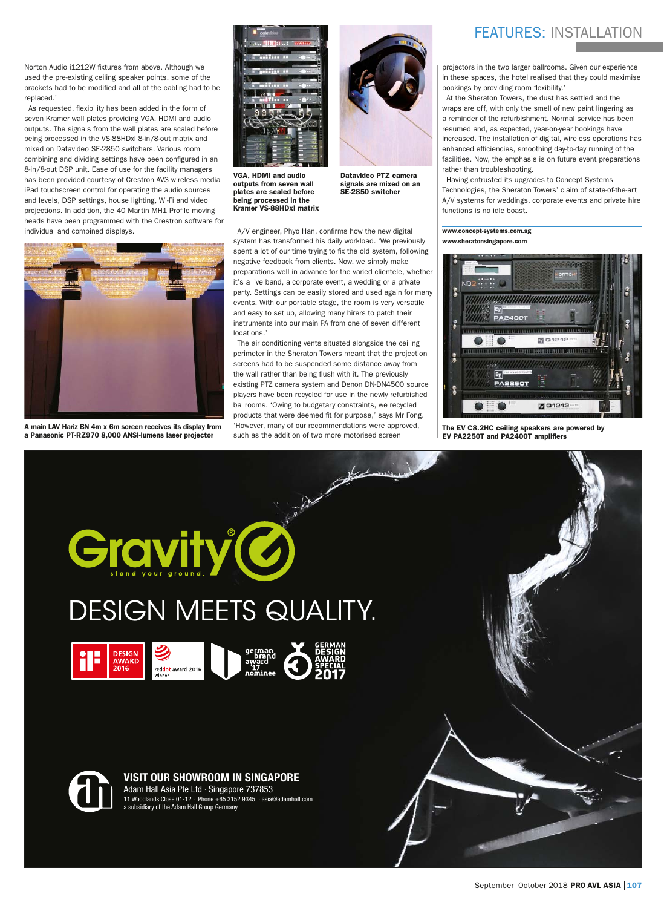Norton Audio i1212W fixtures from above. Although we used the pre-existing ceiling speaker points, some of the brackets had to be modified and all of the cabling had to be replaced.'

As requested, flexibility has been added in the form of seven Kramer wall plates providing VGA, HDMI and audio outputs. The signals from the wall plates are scaled before being processed in the VS-88HDxl 8-in/8-out matrix and mixed on Datavideo SE-2850 switchers. Various room combining and dividing settings have been configured in an 8-in/8-out DSP unit. Ease of use for the facility managers has been provided courtesy of Crestron AV3 wireless media iPad touchscreen control for operating the audio sources and levels, DSP settings, house lighting, Wi-Fi and video projections. In addition, the 40 Martin MH1 Profile moving heads have been programmed with the Crestron software for individual and combined displays.

**A main LAV Hariz BN 4m x 6m screen receives its display from a Panasonic PT-RZ970 8,000 ANSI-lumens laser projector**

**VGA, HDMI and audio outputs from seven wall plates are scaled before being processed in the Kramer VS-88HDxl matrix**

**Datavideo PTZ camera signals are mixed on an SE-2850 switcher**

A/V engineer, Phyo Han, confirms how the new digital system has transformed his daily workload. 'We previously spent a lot of our time trying to fix the old system, following negative feedback from clients. Now, we simply make preparations well in advance for the varied clientele, whether it's a live band, a corporate event, a wedding or a private party. Settings can be easily stored and used again for many events. With our portable stage, the room is very versatile and easy to set up, allowing many hirers to patch their instruments into our main PA from one of seven different locations.'

The air conditioning vents situated alongside the ceiling perimeter in the Sheraton Towers meant that the projection screens had to be suspended some distance away from the wall rather than being flush with it. The previously existing PTZ camera system and Denon DN-DN4500 source players have been recycled for use in the newly refurbished ballrooms. 'Owing to budgetary constraints, we recycled products that were deemed fit for purpose,' says Mr Fong. 'However, many of our recommendations were approved, such as the addition of two more motorised screen projectors in the two larger ballrooms. Given our experience in these spaces, the hotel realised that they could maximise bookings by providing room flexibility.'

At the Sheraton Towers, the dust has settled and the wraps are off, with only the smell of new paint lingering as a reminder of the refurbishment. Normal service has been resumed and, as expected, year-on-year bookings have increased. The installation of digital, wireless operations has enhanced efficiencies, smoothing day-to-day running of the facilities. Now, the emphasis is on future event preparations rather than troubleshooting.

Having entrusted its upgrades to Concept Systems Technologies, the Sheraton Towers' claim of state-of-the-art A/V systems for weddings, corporate events and private hire functions is no idle boast.

**www.concept-systems.com.sg**
**www.sheratonsingapore.com**

**The EV C8.2HC ceiling speakers are powered by EV PA2250T and PA2400T amplifiers**

Gravity® stand your ground.

DESIGN MEETS QUALITY.

**VISIT OUR SHOWROOM IN SINGAPORE**
Adam Hall Asia Pte Ltd · Singapore 737853
11 Woodlands Close 01-12 · Phone +65 3152 9345 · asia@adamhall.com
a subsidiary of the Adam Hall Group Germany